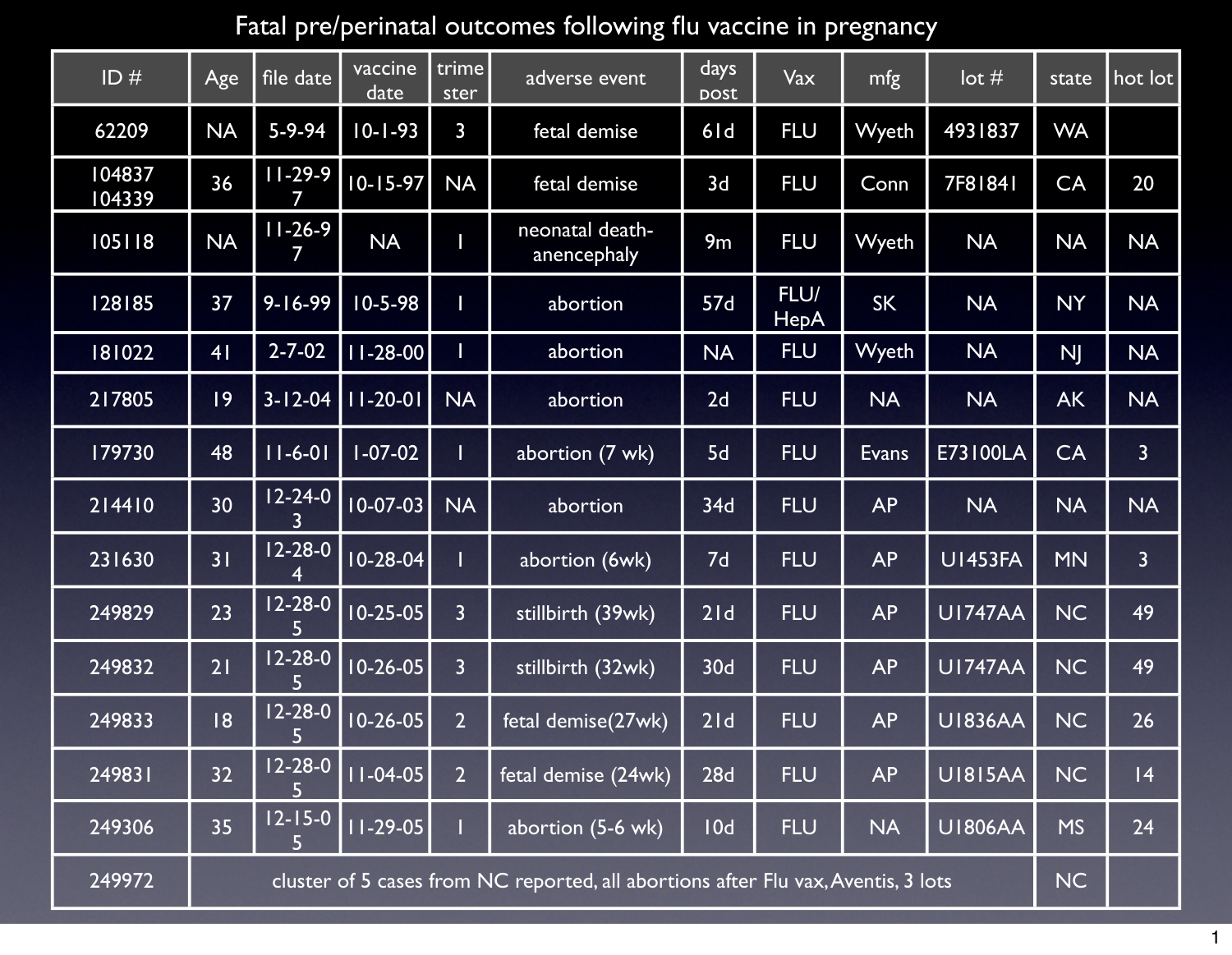# Fatal pre/perinatal outcomes following flu vaccine in pregnancy

| ID # | Age | file date | vaccine date | trimester | adverse event | days post | Vax | mfg | lot # | state | hot lot |
|---|---|---|---|---|---|---|---|---|---|---|---|
| 62209 | NA | 5-9-94 | 10-1-93 | 3 | fetal demise | 61d | FLU | Wyeth | 4931837 | WA | |
| 104837 104339 | 36 | 11-29-97 | 10-15-97 | NA | fetal demise | 3d | FLU | Conn | 7F81841 | CA | 20 |
| 105118 | NA | 11-26-97 | NA | 1 | neonatal death- anencephaly | 9m | FLU | Wyeth | NA | NA | NA |
| 128185 | 37 | 9-16-99 | 10-5-98 | 1 | abortion | 57d | FLU/ HepA | SK | NA | NY | NA |
| 181022 | 41 | 2-7-02 | 11-28-00 | 1 | abortion | NA | FLU | Wyeth | NA | NJ | NA |
| 217805 | 19 | 3-12-04 | 11-20-01 | NA | abortion | 2d | FLU | NA | NA | AK | NA |
| 179730 | 48 | 11-6-01 | 1-07-02 | 1 | abortion (7 wk) | 5d | FLU | Evans | E73100LA | CA | 3 |
| 214410 | 30 | 12-24-03 | 10-07-03 | NA | abortion | 34d | FLU | AP | NA | NA | NA |
| 231630 | 31 | 12-28-04 | 10-28-04 | 1 | abortion (6wk) | 7d | FLU | AP | U1453FA | MN | 3 |
| 249829 | 23 | 12-28-05 | 10-25-05 | 3 | stillbirth (39wk) | 21d | FLU | AP | U1747AA | NC | 49 |
| 249832 | 21 | 12-28-05 | 10-26-05 | 3 | stillbirth (32wk) | 30d | FLU | AP | U1747AA | NC | 49 |
| 249833 | 18 | 12-28-05 | 10-26-05 | 2 | fetal demise(27wk) | 21d | FLU | AP | U1836AA | NC | 26 |
| 249831 | 32 | 12-28-05 | 11-04-05 | 2 | fetal demise (24wk) | 28d | FLU | AP | U1815AA | NC | 14 |
| 249306 | 35 | 12-15-05 | 11-29-05 | 1 | abortion (5-6 wk) | 10d | FLU | NA | U1806AA | MS | 24 |
| 249972 | cluster of 5 cases from NC reported, all abortions after Flu vax, Aventis, 3 lots | | | | | | | | | NC | |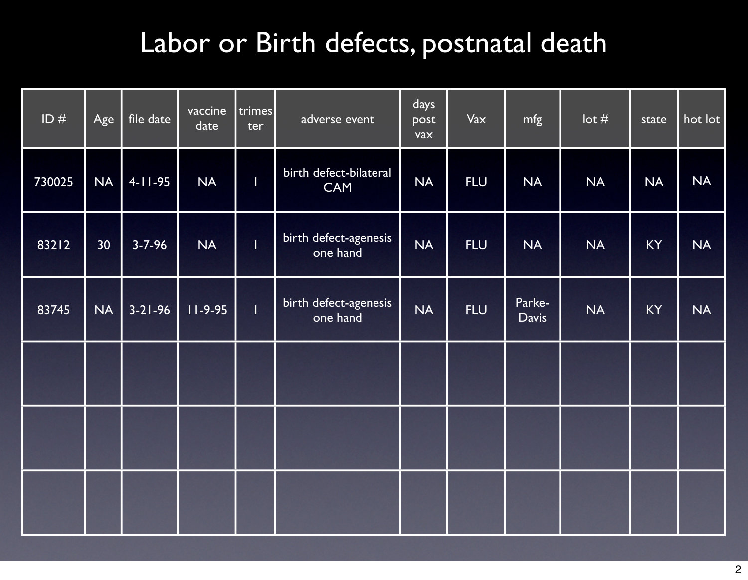# Labor or Birth defects, postnatal death

| ID # | Age | file date | vaccine date | trimester | adverse event | days post vax | Vax | mfg | lot # | state | hot lot |
|---|---|---|---|---|---|---|---|---|---|---|---|
| 730025 | NA | 4-11-95 | NA | I | birth defect-bilateral CAM | NA | FLU | NA | NA | NA | NA |
| 83212 | 30 | 3-7-96 | NA | I | birth defect-agenesis one hand | NA | FLU | NA | NA | KY | NA |
| 83745 | NA | 3-21-96 | 11-9-95 | I | birth defect-agenesis one hand | NA | FLU | Parke-Davis | NA | KY | NA |
| | | | | | | | | | | | |
| | | | | | | | | | | | |
| | | | | | | | | | | | |